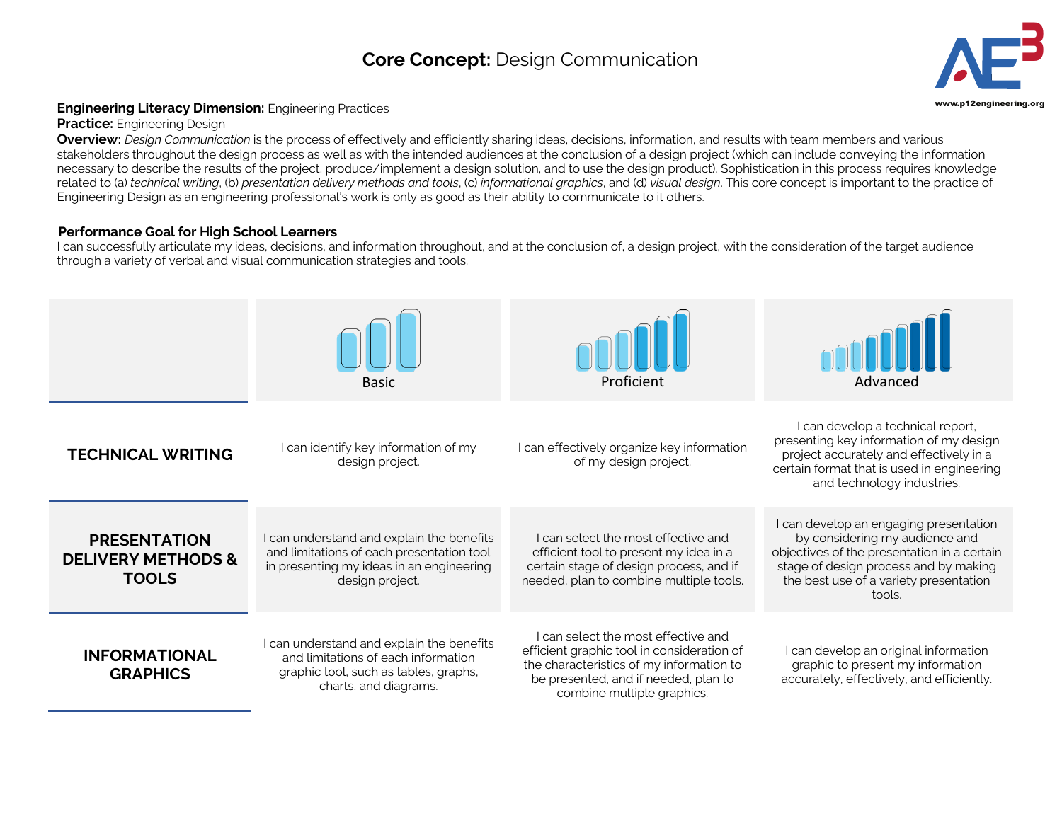# **Core Concept:** Design Communication

www.p12engineering.org

**Engineering Literacy Dimension:** Engineering Practices
**Practice:** Engineering Design
**Overview:** *Design Communication* is the process of effectively and efficiently sharing ideas, decisions, information, and results with team members and various stakeholders throughout the design process as well as with the intended audiences at the conclusion of a design project (which can include conveying the information necessary to describe the results of the project, produce/implement a design solution, and to use the design product). Sophistication in this process requires knowledge related to (a) *technical writing*, (b) *presentation delivery methods and tools*, (c) *informational graphics*, and (d) *visual design*. This core concept is important to the practice of Engineering Design as an engineering professional's work is only as good as their ability to communicate to it others.

**Performance Goal for High School Learners**
I can successfully articulate my ideas, decisions, and information throughout, and at the conclusion of, a design project, with the consideration of the target audience through a variety of verbal and visual communication strategies and tools.

| | Basic | Proficient | Advanced |
|---|---|---|---|
| **TECHNICAL WRITING** | I can identify key information of my design project. | I can effectively organize key information of my design project. | I can develop a technical report, presenting key information of my design project accurately and effectively in a certain format that is used in engineering and technology industries. |
| **PRESENTATION DELIVERY METHODS & TOOLS** | I can understand and explain the benefits and limitations of each presentation tool in presenting my ideas in an engineering design project. | I can select the most effective and efficient tool to present my idea in a certain stage of design process, and if needed, plan to combine multiple tools. | I can develop an engaging presentation by considering my audience and objectives of the presentation in a certain stage of design process and by making the best use of a variety presentation tools. |
| **INFORMATIONAL GRAPHICS** | I can understand and explain the benefits and limitations of each information graphic tool, such as tables, graphs, charts, and diagrams. | I can select the most effective and efficient graphic tool in consideration of the characteristics of my information to be presented, and if needed, plan to combine multiple graphics. | I can develop an original information graphic to present my information accurately, effectively, and efficiently. |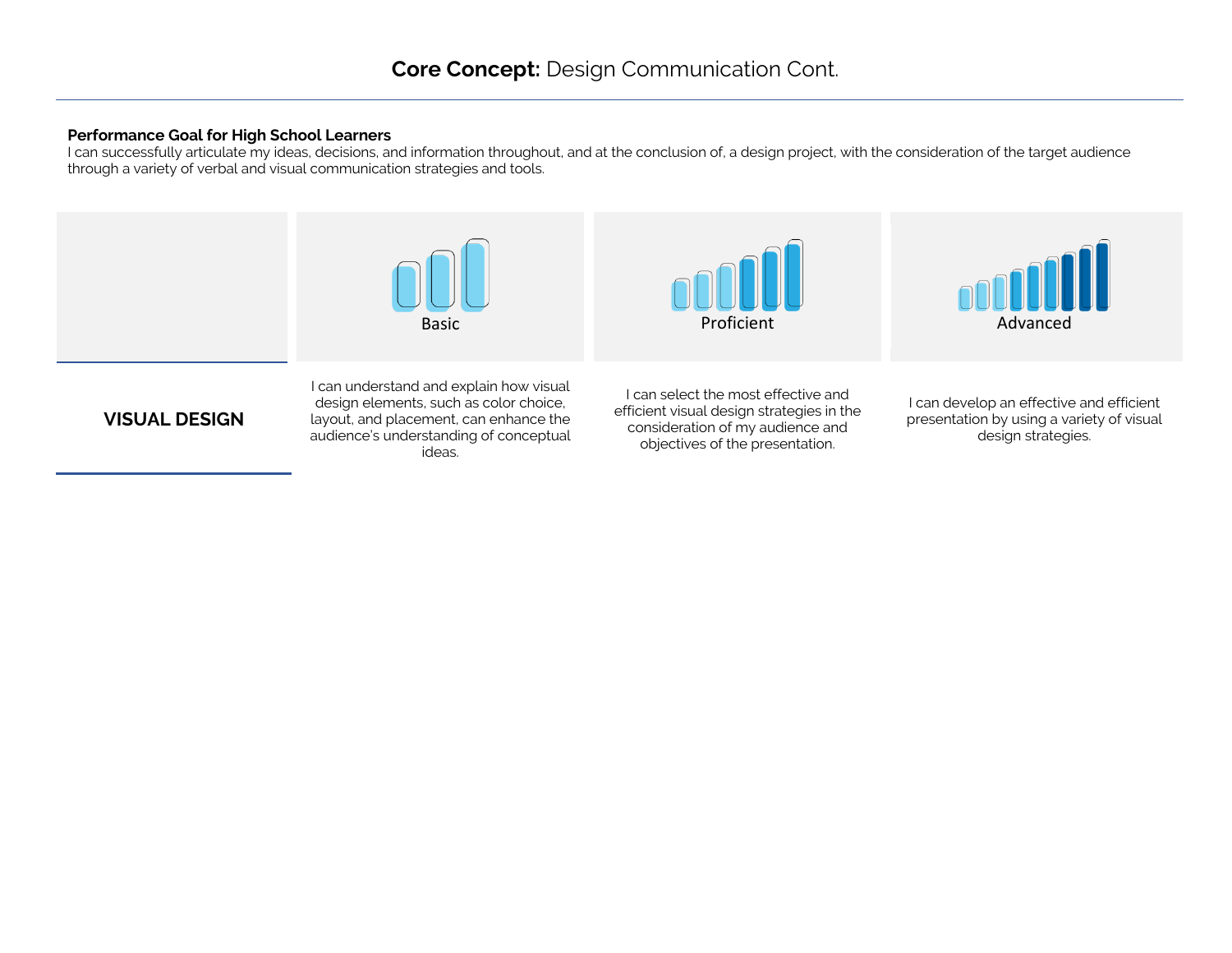# **Core Concept:** Design Communication Cont.

**Performance Goal for High School Learners**
I can successfully articulate my ideas, decisions, and information throughout, and at the conclusion of, a design project, with the consideration of the target audience through a variety of verbal and visual communication strategies and tools.

| | Basic | Proficient | Advanced |
|---|---|---|---|
| **VISUAL DESIGN** | I can understand and explain how visual design elements, such as color choice, layout, and placement, can enhance the audience's understanding of conceptual ideas. | I can select the most effective and efficient visual design strategies in the consideration of my audience and objectives of the presentation. | I can develop an effective and efficient presentation by using a variety of visual design strategies. |